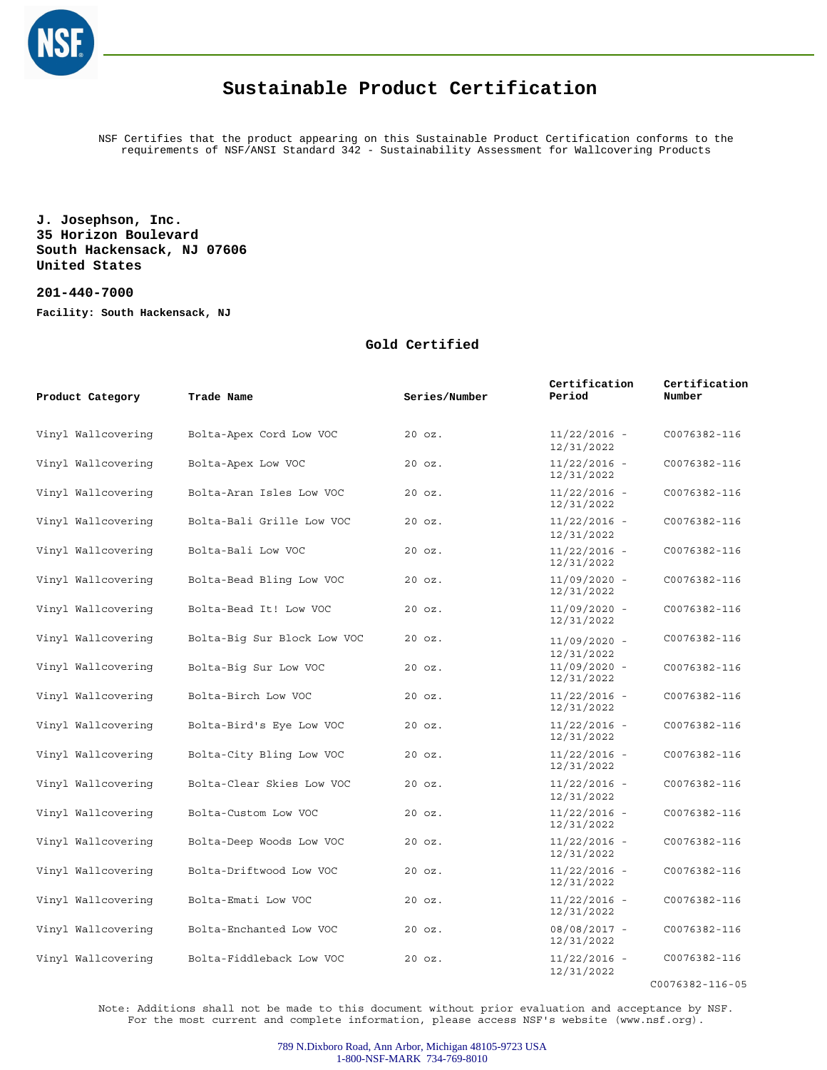# Sustainable Product Certification

NSF Certifies that the product appearing on this Sustainable Product Certification conforms to the requirements of NSF/ANSI Standard 342 - Sustainability Assessment for Wallcovering Products

**J. Josephson, Inc.**
**35 Horizon Boulevard**
**South Hackensack, NJ 07606**
**United States**

**201-440-7000**

**Facility: South Hackensack, NJ**

## Gold Certified

| Product Category | Trade Name | Series/Number | Certification Period | Certification Number |
|---|---|---|---|---|
| Vinyl Wallcovering | Bolta-Apex Cord Low VOC | 20 oz. | 11/22/2016 - 12/31/2022 | C0076382-116 |
| Vinyl Wallcovering | Bolta-Apex Low VOC | 20 oz. | 11/22/2016 - 12/31/2022 | C0076382-116 |
| Vinyl Wallcovering | Bolta-Aran Isles Low VOC | 20 oz. | 11/22/2016 - 12/31/2022 | C0076382-116 |
| Vinyl Wallcovering | Bolta-Bali Grille Low VOC | 20 oz. | 11/22/2016 - 12/31/2022 | C0076382-116 |
| Vinyl Wallcovering | Bolta-Bali Low VOC | 20 oz. | 11/22/2016 - 12/31/2022 | C0076382-116 |
| Vinyl Wallcovering | Bolta-Bead Bling Low VOC | 20 oz. | 11/09/2020 - 12/31/2022 | C0076382-116 |
| Vinyl Wallcovering | Bolta-Bead It! Low VOC | 20 oz. | 11/09/2020 - 12/31/2022 | C0076382-116 |
| Vinyl Wallcovering | Bolta-Big Sur Block Low VOC | 20 oz. | 11/09/2020 - 12/31/2022 | C0076382-116 |
| Vinyl Wallcovering | Bolta-Big Sur Low VOC | 20 oz. | 11/09/2020 - 12/31/2022 | C0076382-116 |
| Vinyl Wallcovering | Bolta-Birch Low VOC | 20 oz. | 11/22/2016 - 12/31/2022 | C0076382-116 |
| Vinyl Wallcovering | Bolta-Bird's Eye Low VOC | 20 oz. | 11/22/2016 - 12/31/2022 | C0076382-116 |
| Vinyl Wallcovering | Bolta-City Bling Low VOC | 20 oz. | 11/22/2016 - 12/31/2022 | C0076382-116 |
| Vinyl Wallcovering | Bolta-Clear Skies Low VOC | 20 oz. | 11/22/2016 - 12/31/2022 | C0076382-116 |
| Vinyl Wallcovering | Bolta-Custom Low VOC | 20 oz. | 11/22/2016 - 12/31/2022 | C0076382-116 |
| Vinyl Wallcovering | Bolta-Deep Woods Low VOC | 20 oz. | 11/22/2016 - 12/31/2022 | C0076382-116 |
| Vinyl Wallcovering | Bolta-Driftwood Low VOC | 20 oz. | 11/22/2016 - 12/31/2022 | C0076382-116 |
| Vinyl Wallcovering | Bolta-Emati Low VOC | 20 oz. | 11/22/2016 - 12/31/2022 | C0076382-116 |
| Vinyl Wallcovering | Bolta-Enchanted Low VOC | 20 oz. | 08/08/2017 - 12/31/2022 | C0076382-116 |
| Vinyl Wallcovering | Bolta-Fiddleback Low VOC | 20 oz. | 11/22/2016 - 12/31/2022 | C0076382-116 |

C0076382-116-05

Note: Additions shall not be made to this document without prior evaluation and acceptance by NSF. For the most current and complete information, please access NSF's website (www.nsf.org).

789 N.Dixboro Road, Ann Arbor, Michigan 48105-9723 USA
1-800-NSF-MARK 734-769-8010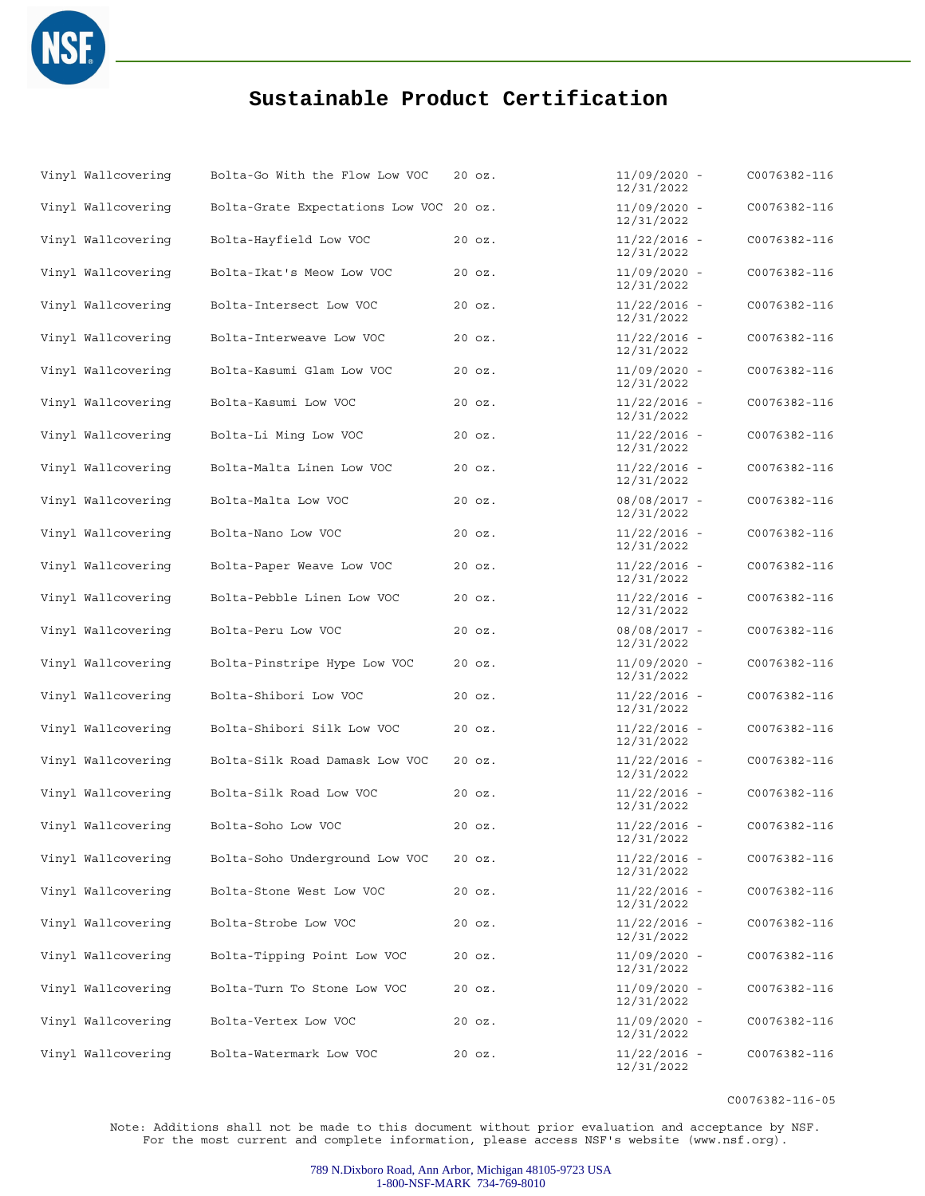# Sustainable Product Certification

| | | | | |
|---|---|---|---|---|
| Vinyl Wallcovering | Bolta-Go With the Flow Low VOC | 20 oz. | 11/09/2020 - 12/31/2022 | C0076382-116 |
| Vinyl Wallcovering | Bolta-Grate Expectations Low VOC | 20 oz. | 11/09/2020 - 12/31/2022 | C0076382-116 |
| Vinyl Wallcovering | Bolta-Hayfield Low VOC | 20 oz. | 11/22/2016 - 12/31/2022 | C0076382-116 |
| Vinyl Wallcovering | Bolta-Ikat's Meow Low VOC | 20 oz. | 11/09/2020 - 12/31/2022 | C0076382-116 |
| Vinyl Wallcovering | Bolta-Intersect Low VOC | 20 oz. | 11/22/2016 - 12/31/2022 | C0076382-116 |
| Vinyl Wallcovering | Bolta-Interweave Low VOC | 20 oz. | 11/22/2016 - 12/31/2022 | C0076382-116 |
| Vinyl Wallcovering | Bolta-Kasumi Glam Low VOC | 20 oz. | 11/09/2020 - 12/31/2022 | C0076382-116 |
| Vinyl Wallcovering | Bolta-Kasumi Low VOC | 20 oz. | 11/22/2016 - 12/31/2022 | C0076382-116 |
| Vinyl Wallcovering | Bolta-Li Ming Low VOC | 20 oz. | 11/22/2016 - 12/31/2022 | C0076382-116 |
| Vinyl Wallcovering | Bolta-Malta Linen Low VOC | 20 oz. | 11/22/2016 - 12/31/2022 | C0076382-116 |
| Vinyl Wallcovering | Bolta-Malta Low VOC | 20 oz. | 08/08/2017 - 12/31/2022 | C0076382-116 |
| Vinyl Wallcovering | Bolta-Nano Low VOC | 20 oz. | 11/22/2016 - 12/31/2022 | C0076382-116 |
| Vinyl Wallcovering | Bolta-Paper Weave Low VOC | 20 oz. | 11/22/2016 - 12/31/2022 | C0076382-116 |
| Vinyl Wallcovering | Bolta-Pebble Linen Low VOC | 20 oz. | 11/22/2016 - 12/31/2022 | C0076382-116 |
| Vinyl Wallcovering | Bolta-Peru Low VOC | 20 oz. | 08/08/2017 - 12/31/2022 | C0076382-116 |
| Vinyl Wallcovering | Bolta-Pinstripe Hype Low VOC | 20 oz. | 11/09/2020 - 12/31/2022 | C0076382-116 |
| Vinyl Wallcovering | Bolta-Shibori Low VOC | 20 oz. | 11/22/2016 - 12/31/2022 | C0076382-116 |
| Vinyl Wallcovering | Bolta-Shibori Silk Low VOC | 20 oz. | 11/22/2016 - 12/31/2022 | C0076382-116 |
| Vinyl Wallcovering | Bolta-Silk Road Damask Low VOC | 20 oz. | 11/22/2016 - 12/31/2022 | C0076382-116 |
| Vinyl Wallcovering | Bolta-Silk Road Low VOC | 20 oz. | 11/22/2016 - 12/31/2022 | C0076382-116 |
| Vinyl Wallcovering | Bolta-Soho Low VOC | 20 oz. | 11/22/2016 - 12/31/2022 | C0076382-116 |
| Vinyl Wallcovering | Bolta-Soho Underground Low VOC | 20 oz. | 11/22/2016 - 12/31/2022 | C0076382-116 |
| Vinyl Wallcovering | Bolta-Stone West Low VOC | 20 oz. | 11/22/2016 - 12/31/2022 | C0076382-116 |
| Vinyl Wallcovering | Bolta-Strobe Low VOC | 20 oz. | 11/22/2016 - 12/31/2022 | C0076382-116 |
| Vinyl Wallcovering | Bolta-Tipping Point Low VOC | 20 oz. | 11/09/2020 - 12/31/2022 | C0076382-116 |
| Vinyl Wallcovering | Bolta-Turn To Stone Low VOC | 20 oz. | 11/09/2020 - 12/31/2022 | C0076382-116 |
| Vinyl Wallcovering | Bolta-Vertex Low VOC | 20 oz. | 11/09/2020 - 12/31/2022 | C0076382-116 |
| Vinyl Wallcovering | Bolta-Watermark Low VOC | 20 oz. | 11/22/2016 - 12/31/2022 | C0076382-116 |

C0076382-116-05

Note: Additions shall not be made to this document without prior evaluation and acceptance by NSF.
For the most current and complete information, please access NSF's website (www.nsf.org).

789 N.Dixboro Road, Ann Arbor, Michigan 48105-9723 USA
1-800-NSF-MARK 734-769-8010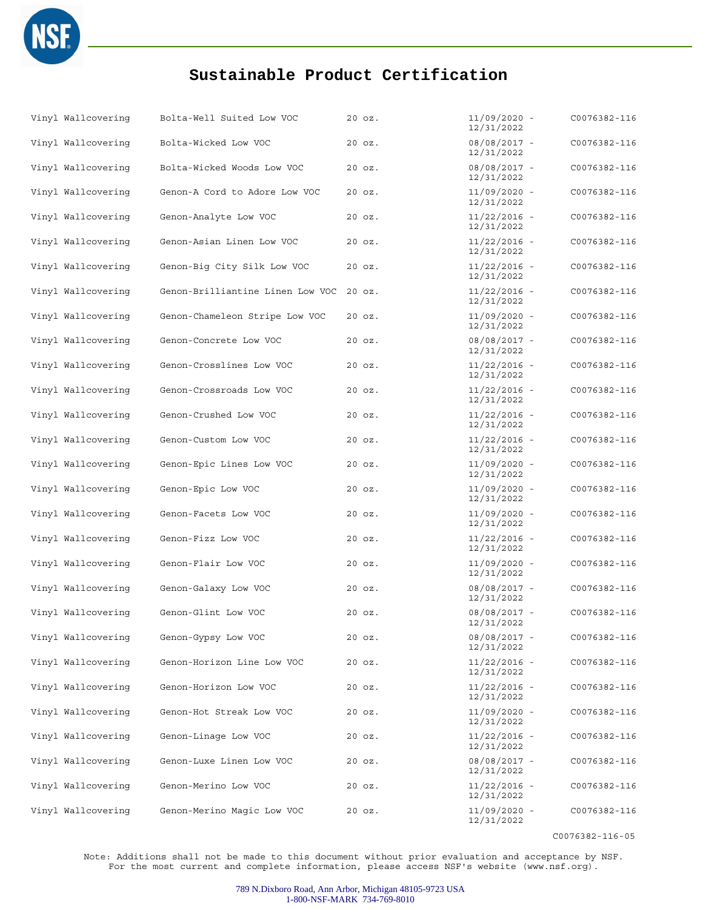# Sustainable Product Certification

| | | | | |
|---|---|---|---|---|
| Vinyl Wallcovering | Bolta-Well Suited Low VOC | 20 oz. | 11/09/2020 - 12/31/2022 | C0076382-116 |
| Vinyl Wallcovering | Bolta-Wicked Low VOC | 20 oz. | 08/08/2017 - 12/31/2022 | C0076382-116 |
| Vinyl Wallcovering | Bolta-Wicked Woods Low VOC | 20 oz. | 08/08/2017 - 12/31/2022 | C0076382-116 |
| Vinyl Wallcovering | Genon-A Cord to Adore Low VOC | 20 oz. | 11/09/2020 - 12/31/2022 | C0076382-116 |
| Vinyl Wallcovering | Genon-Analyte Low VOC | 20 oz. | 11/22/2016 - 12/31/2022 | C0076382-116 |
| Vinyl Wallcovering | Genon-Asian Linen Low VOC | 20 oz. | 11/22/2016 - 12/31/2022 | C0076382-116 |
| Vinyl Wallcovering | Genon-Big City Silk Low VOC | 20 oz. | 11/22/2016 - 12/31/2022 | C0076382-116 |
| Vinyl Wallcovering | Genon-Brilliantine Linen Low VOC | 20 oz. | 11/22/2016 - 12/31/2022 | C0076382-116 |
| Vinyl Wallcovering | Genon-Chameleon Stripe Low VOC | 20 oz. | 11/09/2020 - 12/31/2022 | C0076382-116 |
| Vinyl Wallcovering | Genon-Concrete Low VOC | 20 oz. | 08/08/2017 - 12/31/2022 | C0076382-116 |
| Vinyl Wallcovering | Genon-Crosslines Low VOC | 20 oz. | 11/22/2016 - 12/31/2022 | C0076382-116 |
| Vinyl Wallcovering | Genon-Crossroads Low VOC | 20 oz. | 11/22/2016 - 12/31/2022 | C0076382-116 |
| Vinyl Wallcovering | Genon-Crushed Low VOC | 20 oz. | 11/22/2016 - 12/31/2022 | C0076382-116 |
| Vinyl Wallcovering | Genon-Custom Low VOC | 20 oz. | 11/22/2016 - 12/31/2022 | C0076382-116 |
| Vinyl Wallcovering | Genon-Epic Lines Low VOC | 20 oz. | 11/09/2020 - 12/31/2022 | C0076382-116 |
| Vinyl Wallcovering | Genon-Epic Low VOC | 20 oz. | 11/09/2020 - 12/31/2022 | C0076382-116 |
| Vinyl Wallcovering | Genon-Facets Low VOC | 20 oz. | 11/09/2020 - 12/31/2022 | C0076382-116 |
| Vinyl Wallcovering | Genon-Fizz Low VOC | 20 oz. | 11/22/2016 - 12/31/2022 | C0076382-116 |
| Vinyl Wallcovering | Genon-Flair Low VOC | 20 oz. | 11/09/2020 - 12/31/2022 | C0076382-116 |
| Vinyl Wallcovering | Genon-Galaxy Low VOC | 20 oz. | 08/08/2017 - 12/31/2022 | C0076382-116 |
| Vinyl Wallcovering | Genon-Glint Low VOC | 20 oz. | 08/08/2017 - 12/31/2022 | C0076382-116 |
| Vinyl Wallcovering | Genon-Gypsy Low VOC | 20 oz. | 08/08/2017 - 12/31/2022 | C0076382-116 |
| Vinyl Wallcovering | Genon-Horizon Line Low VOC | 20 oz. | 11/22/2016 - 12/31/2022 | C0076382-116 |
| Vinyl Wallcovering | Genon-Horizon Low VOC | 20 oz. | 11/22/2016 - 12/31/2022 | C0076382-116 |
| Vinyl Wallcovering | Genon-Hot Streak Low VOC | 20 oz. | 11/09/2020 - 12/31/2022 | C0076382-116 |
| Vinyl Wallcovering | Genon-Linage Low VOC | 20 oz. | 11/22/2016 - 12/31/2022 | C0076382-116 |
| Vinyl Wallcovering | Genon-Luxe Linen Low VOC | 20 oz. | 08/08/2017 - 12/31/2022 | C0076382-116 |
| Vinyl Wallcovering | Genon-Merino Low VOC | 20 oz. | 11/22/2016 - 12/31/2022 | C0076382-116 |
| Vinyl Wallcovering | Genon-Merino Magic Low VOC | 20 oz. | 11/09/2020 - 12/31/2022 | C0076382-116 |

C0076382-116-05

Note: Additions shall not be made to this document without prior evaluation and acceptance by NSF. For the most current and complete information, please access NSF's website (www.nsf.org).

789 N.Dixboro Road, Ann Arbor, Michigan 48105-9723 USA
1-800-NSF-MARK 734-769-8010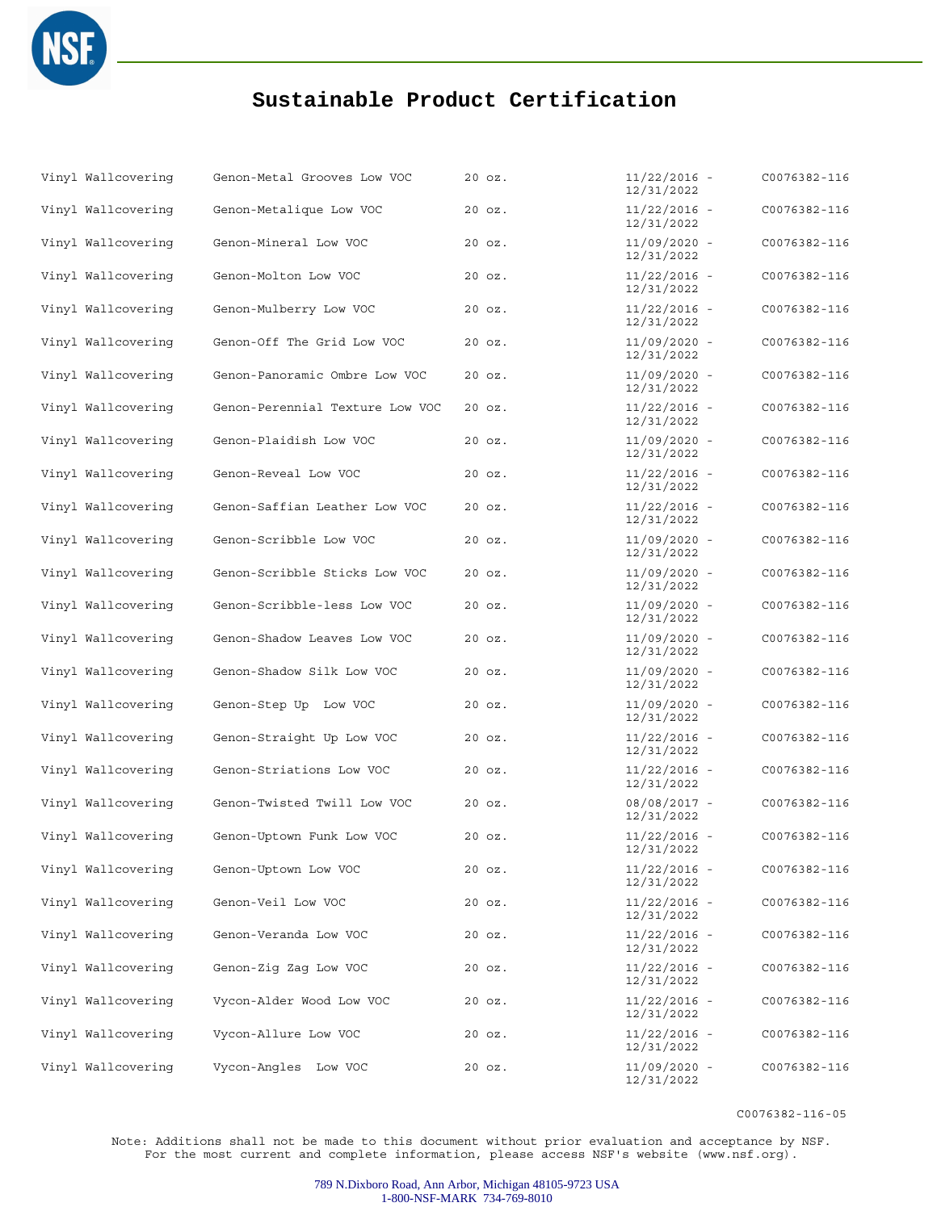# Sustainable Product Certification

| | | | | |
|---|---|---|---|---|
| Vinyl Wallcovering | Genon-Metal Grooves Low VOC | 20 oz. | 11/22/2016 - 12/31/2022 | C0076382-116 |
| Vinyl Wallcovering | Genon-Metalique Low VOC | 20 oz. | 11/22/2016 - 12/31/2022 | C0076382-116 |
| Vinyl Wallcovering | Genon-Mineral Low VOC | 20 oz. | 11/09/2020 - 12/31/2022 | C0076382-116 |
| Vinyl Wallcovering | Genon-Molton Low VOC | 20 oz. | 11/22/2016 - 12/31/2022 | C0076382-116 |
| Vinyl Wallcovering | Genon-Mulberry Low VOC | 20 oz. | 11/22/2016 - 12/31/2022 | C0076382-116 |
| Vinyl Wallcovering | Genon-Off The Grid Low VOC | 20 oz. | 11/09/2020 - 12/31/2022 | C0076382-116 |
| Vinyl Wallcovering | Genon-Panoramic Ombre Low VOC | 20 oz. | 11/09/2020 - 12/31/2022 | C0076382-116 |
| Vinyl Wallcovering | Genon-Perennial Texture Low VOC | 20 oz. | 11/22/2016 - 12/31/2022 | C0076382-116 |
| Vinyl Wallcovering | Genon-Plaidish Low VOC | 20 oz. | 11/09/2020 - 12/31/2022 | C0076382-116 |
| Vinyl Wallcovering | Genon-Reveal Low VOC | 20 oz. | 11/22/2016 - 12/31/2022 | C0076382-116 |
| Vinyl Wallcovering | Genon-Saffian Leather Low VOC | 20 oz. | 11/22/2016 - 12/31/2022 | C0076382-116 |
| Vinyl Wallcovering | Genon-Scribble Low VOC | 20 oz. | 11/09/2020 - 12/31/2022 | C0076382-116 |
| Vinyl Wallcovering | Genon-Scribble Sticks Low VOC | 20 oz. | 11/09/2020 - 12/31/2022 | C0076382-116 |
| Vinyl Wallcovering | Genon-Scribble-less Low VOC | 20 oz. | 11/09/2020 - 12/31/2022 | C0076382-116 |
| Vinyl Wallcovering | Genon-Shadow Leaves Low VOC | 20 oz. | 11/09/2020 - 12/31/2022 | C0076382-116 |
| Vinyl Wallcovering | Genon-Shadow Silk Low VOC | 20 oz. | 11/09/2020 - 12/31/2022 | C0076382-116 |
| Vinyl Wallcovering | Genon-Step Up Low VOC | 20 oz. | 11/09/2020 - 12/31/2022 | C0076382-116 |
| Vinyl Wallcovering | Genon-Straight Up Low VOC | 20 oz. | 11/22/2016 - 12/31/2022 | C0076382-116 |
| Vinyl Wallcovering | Genon-Striations Low VOC | 20 oz. | 11/22/2016 - 12/31/2022 | C0076382-116 |
| Vinyl Wallcovering | Genon-Twisted Twill Low VOC | 20 oz. | 08/08/2017 - 12/31/2022 | C0076382-116 |
| Vinyl Wallcovering | Genon-Uptown Funk Low VOC | 20 oz. | 11/22/2016 - 12/31/2022 | C0076382-116 |
| Vinyl Wallcovering | Genon-Uptown Low VOC | 20 oz. | 11/22/2016 - 12/31/2022 | C0076382-116 |
| Vinyl Wallcovering | Genon-Veil Low VOC | 20 oz. | 11/22/2016 - 12/31/2022 | C0076382-116 |
| Vinyl Wallcovering | Genon-Veranda Low VOC | 20 oz. | 11/22/2016 - 12/31/2022 | C0076382-116 |
| Vinyl Wallcovering | Genon-Zig Zag Low VOC | 20 oz. | 11/22/2016 - 12/31/2022 | C0076382-116 |
| Vinyl Wallcovering | Vycon-Alder Wood Low VOC | 20 oz. | 11/22/2016 - 12/31/2022 | C0076382-116 |
| Vinyl Wallcovering | Vycon-Allure Low VOC | 20 oz. | 11/22/2016 - 12/31/2022 | C0076382-116 |
| Vinyl Wallcovering | Vycon-Angles Low VOC | 20 oz. | 11/09/2020 - 12/31/2022 | C0076382-116 |

C0076382-116-05

Note: Additions shall not be made to this document without prior evaluation and acceptance by NSF. For the most current and complete information, please access NSF's website (www.nsf.org).

789 N.Dixboro Road, Ann Arbor, Michigan 48105-9723 USA
1-800-NSF-MARK 734-769-8010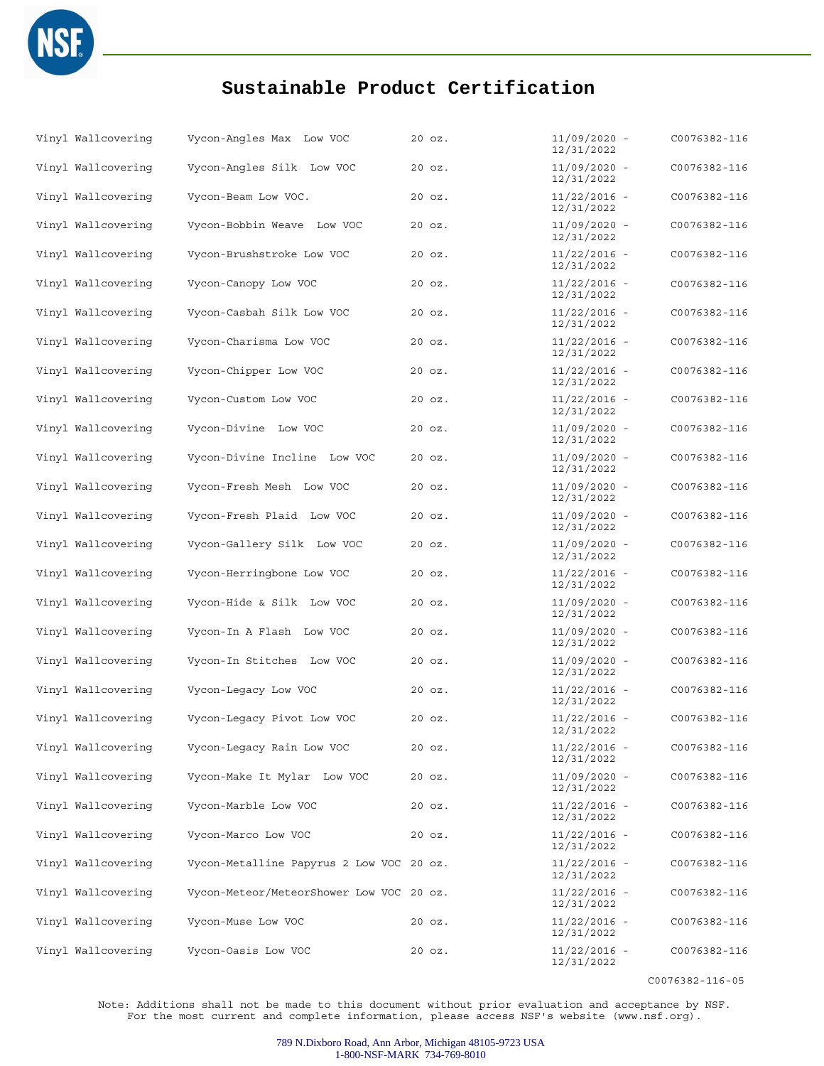# Sustainable Product Certification

| | | | | |
|---|---|---|---|---|
| Vinyl Wallcovering | Vycon-Angles Max Low VOC | 20 oz. | 11/09/2020 - 12/31/2022 | C0076382-116 |
| Vinyl Wallcovering | Vycon-Angles Silk Low VOC | 20 oz. | 11/09/2020 - 12/31/2022 | C0076382-116 |
| Vinyl Wallcovering | Vycon-Beam Low VOC. | 20 oz. | 11/22/2016 - 12/31/2022 | C0076382-116 |
| Vinyl Wallcovering | Vycon-Bobbin Weave Low VOC | 20 oz. | 11/09/2020 - 12/31/2022 | C0076382-116 |
| Vinyl Wallcovering | Vycon-Brushstroke Low VOC | 20 oz. | 11/22/2016 - 12/31/2022 | C0076382-116 |
| Vinyl Wallcovering | Vycon-Canopy Low VOC | 20 oz. | 11/22/2016 - 12/31/2022 | C0076382-116 |
| Vinyl Wallcovering | Vycon-Casbah Silk Low VOC | 20 oz. | 11/22/2016 - 12/31/2022 | C0076382-116 |
| Vinyl Wallcovering | Vycon-Charisma Low VOC | 20 oz. | 11/22/2016 - 12/31/2022 | C0076382-116 |
| Vinyl Wallcovering | Vycon-Chipper Low VOC | 20 oz. | 11/22/2016 - 12/31/2022 | C0076382-116 |
| Vinyl Wallcovering | Vycon-Custom Low VOC | 20 oz. | 11/22/2016 - 12/31/2022 | C0076382-116 |
| Vinyl Wallcovering | Vycon-Divine Low VOC | 20 oz. | 11/09/2020 - 12/31/2022 | C0076382-116 |
| Vinyl Wallcovering | Vycon-Divine Incline Low VOC | 20 oz. | 11/09/2020 - 12/31/2022 | C0076382-116 |
| Vinyl Wallcovering | Vycon-Fresh Mesh Low VOC | 20 oz. | 11/09/2020 - 12/31/2022 | C0076382-116 |
| Vinyl Wallcovering | Vycon-Fresh Plaid Low VOC | 20 oz. | 11/09/2020 - 12/31/2022 | C0076382-116 |
| Vinyl Wallcovering | Vycon-Gallery Silk Low VOC | 20 oz. | 11/09/2020 - 12/31/2022 | C0076382-116 |
| Vinyl Wallcovering | Vycon-Herringbone Low VOC | 20 oz. | 11/22/2016 - 12/31/2022 | C0076382-116 |
| Vinyl Wallcovering | Vycon-Hide & Silk Low VOC | 20 oz. | 11/09/2020 - 12/31/2022 | C0076382-116 |
| Vinyl Wallcovering | Vycon-In A Flash Low VOC | 20 oz. | 11/09/2020 - 12/31/2022 | C0076382-116 |
| Vinyl Wallcovering | Vycon-In Stitches Low VOC | 20 oz. | 11/09/2020 - 12/31/2022 | C0076382-116 |
| Vinyl Wallcovering | Vycon-Legacy Low VOC | 20 oz. | 11/22/2016 - 12/31/2022 | C0076382-116 |
| Vinyl Wallcovering | Vycon-Legacy Pivot Low VOC | 20 oz. | 11/22/2016 - 12/31/2022 | C0076382-116 |
| Vinyl Wallcovering | Vycon-Legacy Rain Low VOC | 20 oz. | 11/22/2016 - 12/31/2022 | C0076382-116 |
| Vinyl Wallcovering | Vycon-Make It Mylar Low VOC | 20 oz. | 11/09/2020 - 12/31/2022 | C0076382-116 |
| Vinyl Wallcovering | Vycon-Marble Low VOC | 20 oz. | 11/22/2016 - 12/31/2022 | C0076382-116 |
| Vinyl Wallcovering | Vycon-Marco Low VOC | 20 oz. | 11/22/2016 - 12/31/2022 | C0076382-116 |
| Vinyl Wallcovering | Vycon-Metalline Papyrus 2 Low VOC | 20 oz. | 11/22/2016 - 12/31/2022 | C0076382-116 |
| Vinyl Wallcovering | Vycon-Meteor/MeteorShower Low VOC | 20 oz. | 11/22/2016 - 12/31/2022 | C0076382-116 |
| Vinyl Wallcovering | Vycon-Muse Low VOC | 20 oz. | 11/22/2016 - 12/31/2022 | C0076382-116 |
| Vinyl Wallcovering | Vycon-Oasis Low VOC | 20 oz. | 11/22/2016 - 12/31/2022 | C0076382-116 |

C0076382-116-05

Note: Additions shall not be made to this document without prior evaluation and acceptance by NSF. For the most current and complete information, please access NSF's website (www.nsf.org).

789 N.Dixboro Road, Ann Arbor, Michigan 48105-9723 USA
1-800-NSF-MARK 734-769-8010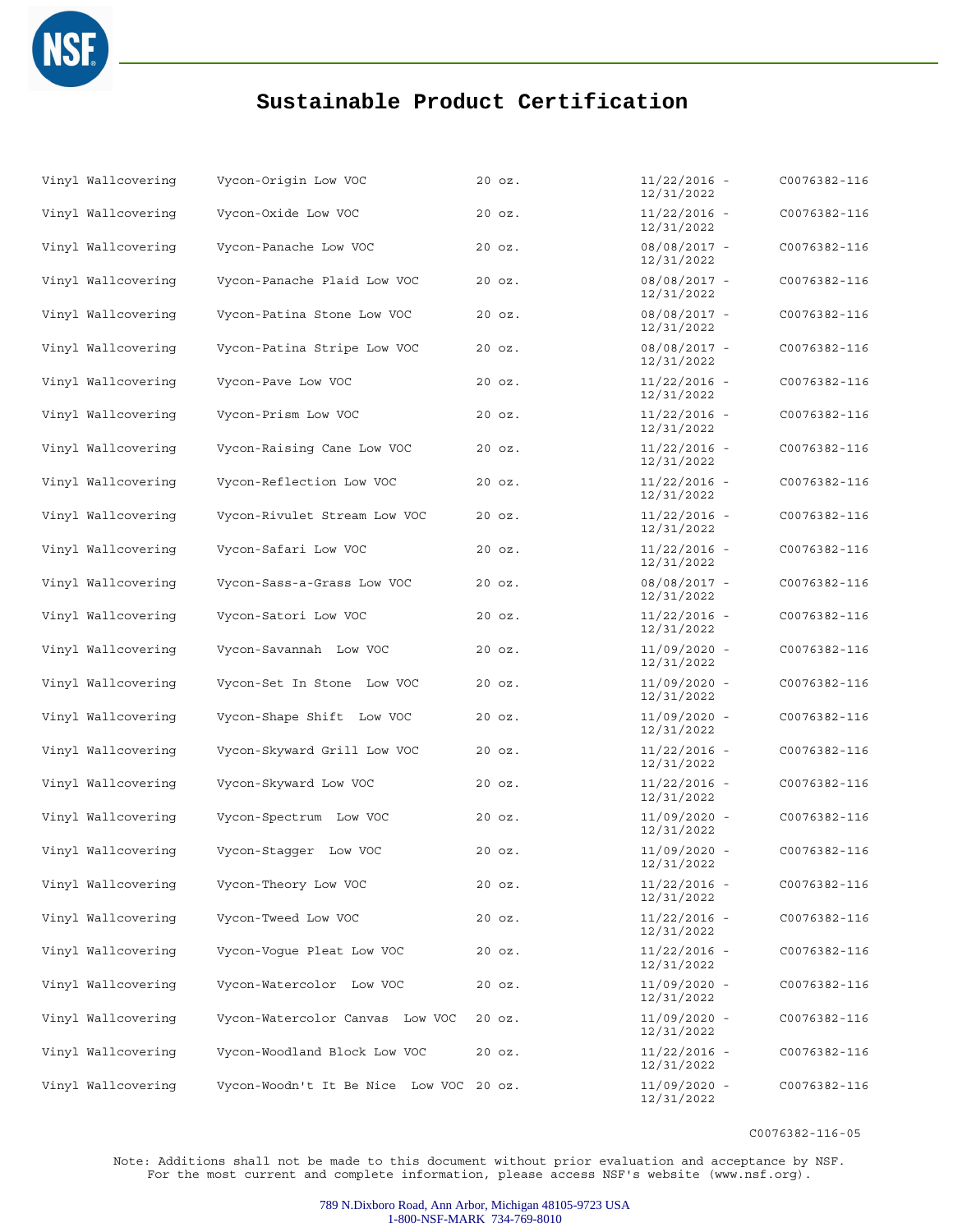# Sustainable Product Certification

| | | | | |
|---|---|---|---|---|
| Vinyl Wallcovering | Vycon-Origin Low VOC | 20 oz. | 11/22/2016 - 12/31/2022 | C0076382-116 |
| Vinyl Wallcovering | Vycon-Oxide Low VOC | 20 oz. | 11/22/2016 - 12/31/2022 | C0076382-116 |
| Vinyl Wallcovering | Vycon-Panache Low VOC | 20 oz. | 08/08/2017 - 12/31/2022 | C0076382-116 |
| Vinyl Wallcovering | Vycon-Panache Plaid Low VOC | 20 oz. | 08/08/2017 - 12/31/2022 | C0076382-116 |
| Vinyl Wallcovering | Vycon-Patina Stone Low VOC | 20 oz. | 08/08/2017 - 12/31/2022 | C0076382-116 |
| Vinyl Wallcovering | Vycon-Patina Stripe Low VOC | 20 oz. | 08/08/2017 - 12/31/2022 | C0076382-116 |
| Vinyl Wallcovering | Vycon-Pave Low VOC | 20 oz. | 11/22/2016 - 12/31/2022 | C0076382-116 |
| Vinyl Wallcovering | Vycon-Prism Low VOC | 20 oz. | 11/22/2016 - 12/31/2022 | C0076382-116 |
| Vinyl Wallcovering | Vycon-Raising Cane Low VOC | 20 oz. | 11/22/2016 - 12/31/2022 | C0076382-116 |
| Vinyl Wallcovering | Vycon-Reflection Low VOC | 20 oz. | 11/22/2016 - 12/31/2022 | C0076382-116 |
| Vinyl Wallcovering | Vycon-Rivulet Stream Low VOC | 20 oz. | 11/22/2016 - 12/31/2022 | C0076382-116 |
| Vinyl Wallcovering | Vycon-Safari Low VOC | 20 oz. | 11/22/2016 - 12/31/2022 | C0076382-116 |
| Vinyl Wallcovering | Vycon-Sass-a-Grass Low VOC | 20 oz. | 08/08/2017 - 12/31/2022 | C0076382-116 |
| Vinyl Wallcovering | Vycon-Satori Low VOC | 20 oz. | 11/22/2016 - 12/31/2022 | C0076382-116 |
| Vinyl Wallcovering | Vycon-Savannah Low VOC | 20 oz. | 11/09/2020 - 12/31/2022 | C0076382-116 |
| Vinyl Wallcovering | Vycon-Set In Stone Low VOC | 20 oz. | 11/09/2020 - 12/31/2022 | C0076382-116 |
| Vinyl Wallcovering | Vycon-Shape Shift Low VOC | 20 oz. | 11/09/2020 - 12/31/2022 | C0076382-116 |
| Vinyl Wallcovering | Vycon-Skyward Grill Low VOC | 20 oz. | 11/22/2016 - 12/31/2022 | C0076382-116 |
| Vinyl Wallcovering | Vycon-Skyward Low VOC | 20 oz. | 11/22/2016 - 12/31/2022 | C0076382-116 |
| Vinyl Wallcovering | Vycon-Spectrum Low VOC | 20 oz. | 11/09/2020 - 12/31/2022 | C0076382-116 |
| Vinyl Wallcovering | Vycon-Stagger Low VOC | 20 oz. | 11/09/2020 - 12/31/2022 | C0076382-116 |
| Vinyl Wallcovering | Vycon-Theory Low VOC | 20 oz. | 11/22/2016 - 12/31/2022 | C0076382-116 |
| Vinyl Wallcovering | Vycon-Tweed Low VOC | 20 oz. | 11/22/2016 - 12/31/2022 | C0076382-116 |
| Vinyl Wallcovering | Vycon-Vogue Pleat Low VOC | 20 oz. | 11/22/2016 - 12/31/2022 | C0076382-116 |
| Vinyl Wallcovering | Vycon-Watercolor Low VOC | 20 oz. | 11/09/2020 - 12/31/2022 | C0076382-116 |
| Vinyl Wallcovering | Vycon-Watercolor Canvas Low VOC | 20 oz. | 11/09/2020 - 12/31/2022 | C0076382-116 |
| Vinyl Wallcovering | Vycon-Woodland Block Low VOC | 20 oz. | 11/22/2016 - 12/31/2022 | C0076382-116 |
| Vinyl Wallcovering | Vycon-Woodn't It Be Nice Low VOC | 20 oz. | 11/09/2020 - 12/31/2022 | C0076382-116 |

C0076382-116-05

Note: Additions shall not be made to this document without prior evaluation and acceptance by NSF. For the most current and complete information, please access NSF's website (www.nsf.org).

789 N.Dixboro Road, Ann Arbor, Michigan 48105-9723 USA
1-800-NSF-MARK 734-769-8010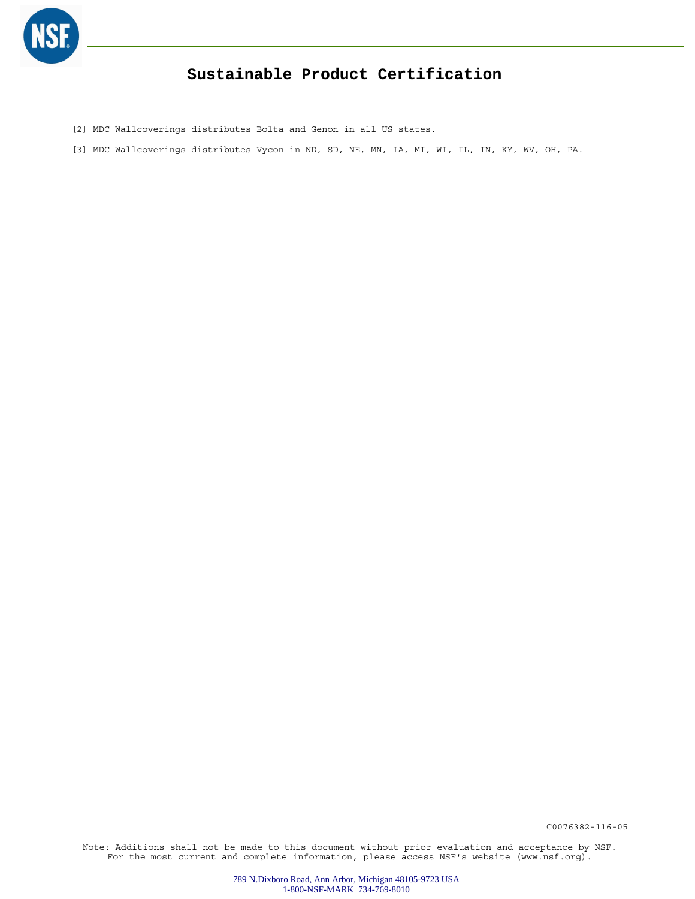# Sustainable Product Certification

[2] MDC Wallcoverings distributes Bolta and Genon in all US states.

[3] MDC Wallcoverings distributes Vycon in ND, SD, NE, MN, IA, MI, WI, IL, IN, KY, WV, OH, PA.

C0076382-116-05

Note: Additions shall not be made to this document without prior evaluation and acceptance by NSF.
For the most current and complete information, please access NSF's website (www.nsf.org).

789 N.Dixboro Road, Ann Arbor, Michigan 48105-9723 USA
1-800-NSF-MARK 734-769-8010